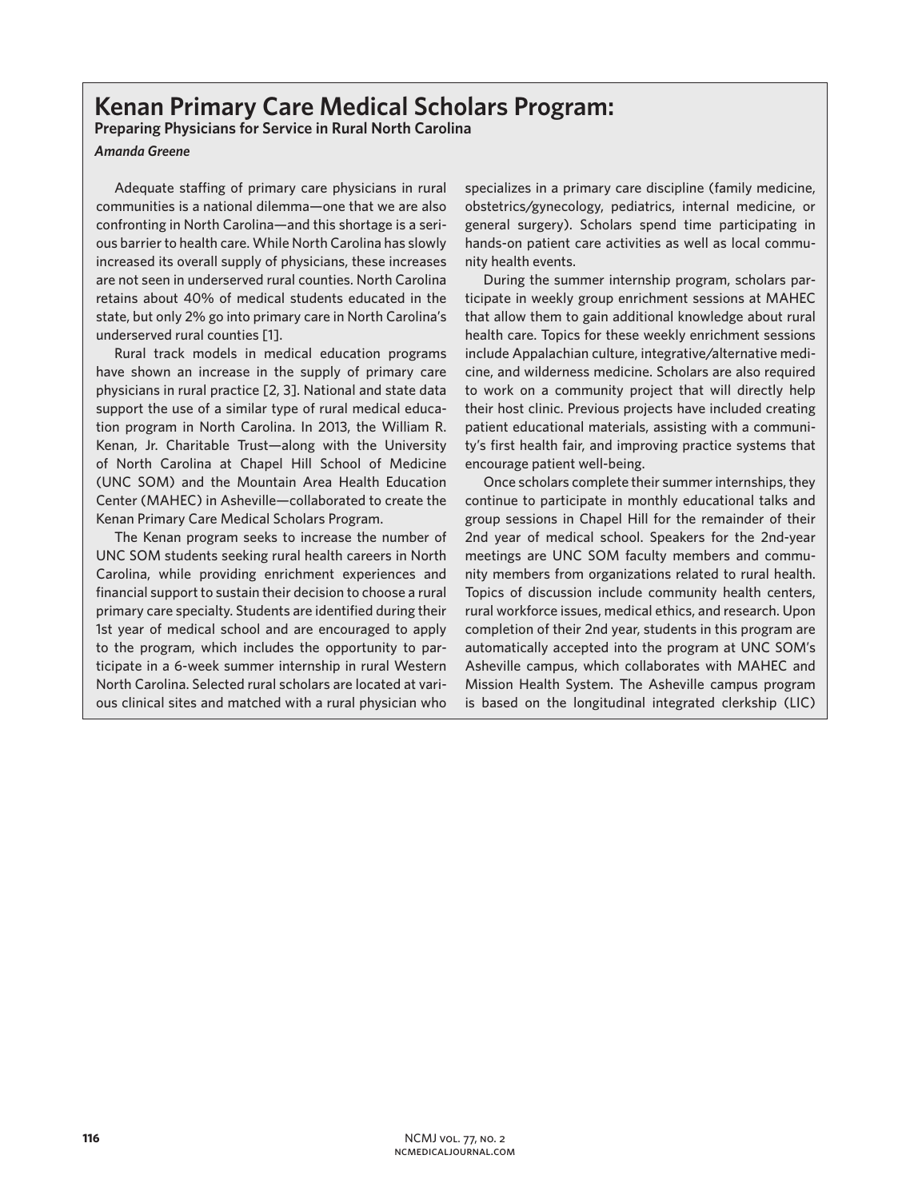# Kenan Primary Care Medical Scholars Program:

**Preparing Physicians for Service in Rural North Carolina**

***Amanda Greene***

Adequate staffing of primary care physicians in rural communities is a national dilemma—one that we are also confronting in North Carolina—and this shortage is a serious barrier to health care. While North Carolina has slowly increased its overall supply of physicians, these increases are not seen in underserved rural counties. North Carolina retains about 40% of medical students educated in the state, but only 2% go into primary care in North Carolina's underserved rural counties [1].

Rural track models in medical education programs have shown an increase in the supply of primary care physicians in rural practice [2, 3]. National and state data support the use of a similar type of rural medical education program in North Carolina. In 2013, the William R. Kenan, Jr. Charitable Trust—along with the University of North Carolina at Chapel Hill School of Medicine (UNC SOM) and the Mountain Area Health Education Center (MAHEC) in Asheville—collaborated to create the Kenan Primary Care Medical Scholars Program.

The Kenan program seeks to increase the number of UNC SOM students seeking rural health careers in North Carolina, while providing enrichment experiences and financial support to sustain their decision to choose a rural primary care specialty. Students are identified during their 1st year of medical school and are encouraged to apply to the program, which includes the opportunity to participate in a 6-week summer internship in rural Western North Carolina. Selected rural scholars are located at various clinical sites and matched with a rural physician who specializes in a primary care discipline (family medicine, obstetrics/gynecology, pediatrics, internal medicine, or general surgery). Scholars spend time participating in hands-on patient care activities as well as local community health events.

During the summer internship program, scholars participate in weekly group enrichment sessions at MAHEC that allow them to gain additional knowledge about rural health care. Topics for these weekly enrichment sessions include Appalachian culture, integrative/alternative medicine, and wilderness medicine. Scholars are also required to work on a community project that will directly help their host clinic. Previous projects have included creating patient educational materials, assisting with a community's first health fair, and improving practice systems that encourage patient well-being.

Once scholars complete their summer internships, they continue to participate in monthly educational talks and group sessions in Chapel Hill for the remainder of their 2nd year of medical school. Speakers for the 2nd-year meetings are UNC SOM faculty members and community members from organizations related to rural health. Topics of discussion include community health centers, rural workforce issues, medical ethics, and research. Upon completion of their 2nd year, students in this program are automatically accepted into the program at UNC SOM's Asheville campus, which collaborates with MAHEC and Mission Health System. The Asheville campus program is based on the longitudinal integrated clerkship (LIC)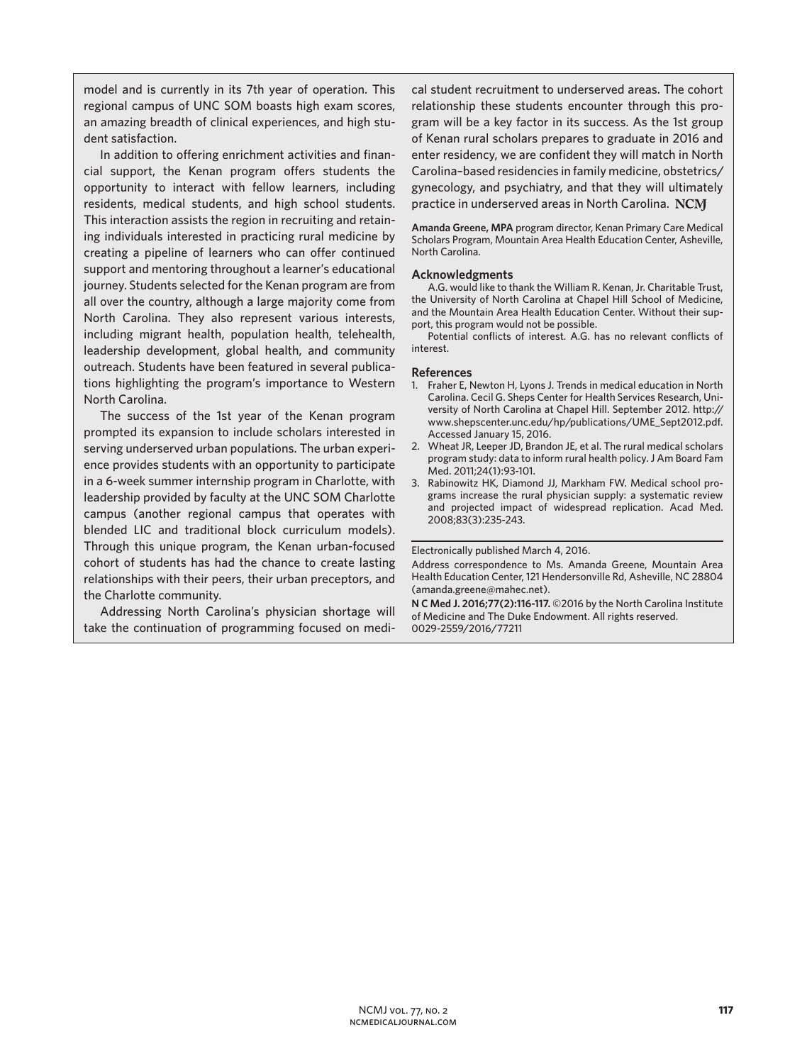model and is currently in its 7th year of operation. This regional campus of UNC SOM boasts high exam scores, an amazing breadth of clinical experiences, and high student satisfaction.

In addition to offering enrichment activities and financial support, the Kenan program offers students the opportunity to interact with fellow learners, including residents, medical students, and high school students. This interaction assists the region in recruiting and retaining individuals interested in practicing rural medicine by creating a pipeline of learners who can offer continued support and mentoring throughout a learner's educational journey. Students selected for the Kenan program are from all over the country, although a large majority come from North Carolina. They also represent various interests, including migrant health, population health, telehealth, leadership development, global health, and community outreach. Students have been featured in several publications highlighting the program's importance to Western North Carolina.

The success of the 1st year of the Kenan program prompted its expansion to include scholars interested in serving underserved urban populations. The urban experience provides students with an opportunity to participate in a 6-week summer internship program in Charlotte, with leadership provided by faculty at the UNC SOM Charlotte campus (another regional campus that operates with blended LIC and traditional block curriculum models). Through this unique program, the Kenan urban-focused cohort of students has had the chance to create lasting relationships with their peers, their urban preceptors, and the Charlotte community.

Addressing North Carolina's physician shortage will take the continuation of programming focused on medical student recruitment to underserved areas. The cohort relationship these students encounter through this program will be a key factor in its success. As the 1st group of Kenan rural scholars prepares to graduate in 2016 and enter residency, we are confident they will match in North Carolina–based residencies in family medicine, obstetrics/gynecology, and psychiatry, and that they will ultimately practice in underserved areas in North Carolina. NCMJ

**Amanda Greene, MPA** program director, Kenan Primary Care Medical Scholars Program, Mountain Area Health Education Center, Asheville, North Carolina.

### Acknowledgments

A.G. would like to thank the William R. Kenan, Jr. Charitable Trust, the University of North Carolina at Chapel Hill School of Medicine, and the Mountain Area Health Education Center. Without their support, this program would not be possible.

Potential conflicts of interest. A.G. has no relevant conflicts of interest.

### References

1. Fraher E, Newton H, Lyons J. Trends in medical education in North Carolina. Cecil G. Sheps Center for Health Services Research, University of North Carolina at Chapel Hill. September 2012. http://www.shepscenter.unc.edu/hp/publications/UME_Sept2012.pdf. Accessed January 15, 2016.
2. Wheat JR, Leeper JD, Brandon JE, et al. The rural medical scholars program study: data to inform rural health policy. J Am Board Fam Med. 2011;24(1):93-101.
3. Rabinowitz HK, Diamond JJ, Markham FW. Medical school programs increase the rural physician supply: a systematic review and projected impact of widespread replication. Acad Med. 2008;83(3):235-243.

Electronically published March 4, 2016.

Address correspondence to Ms. Amanda Greene, Mountain Area Health Education Center, 121 Hendersonville Rd, Asheville, NC 28804 (amanda.greene@mahec.net).

**N C Med J. 2016;77(2):116-117.** ©2016 by the North Carolina Institute of Medicine and The Duke Endowment. All rights reserved.
0029-2559/2016/77211